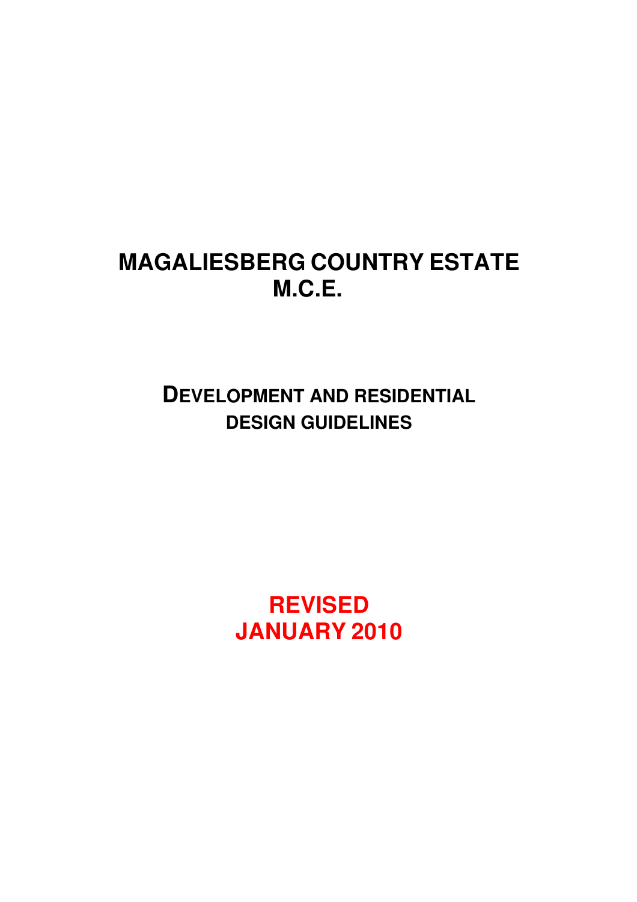# MAGALIESBERG COUNTRY ESTATE
# M.C.E.

## DEVELOPMENT AND RESIDENTIAL DESIGN GUIDELINES

**REVISED**
**JANUARY 2010**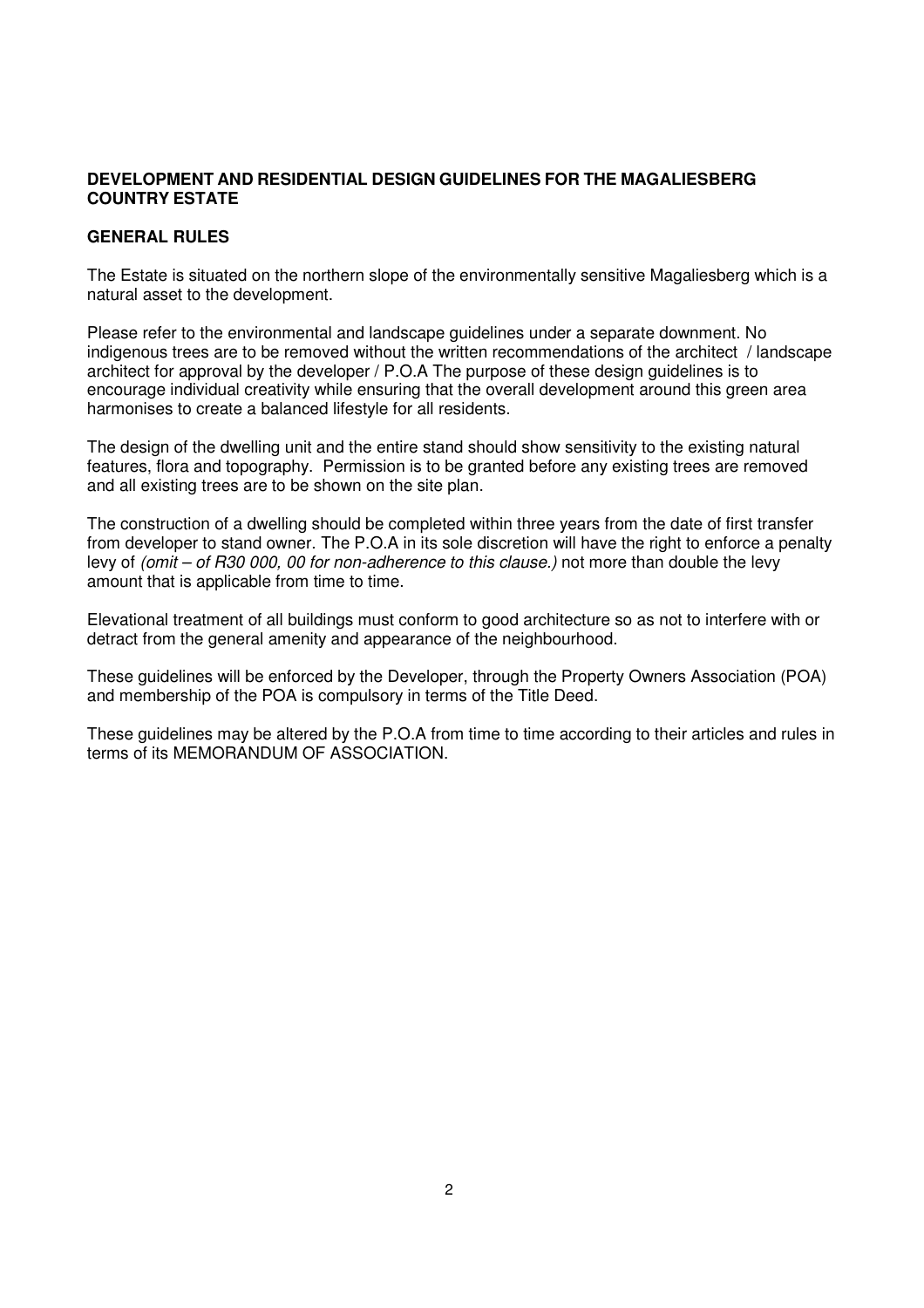**DEVELOPMENT AND RESIDENTIAL DESIGN GUIDELINES FOR THE MAGALIESBERG COUNTRY ESTATE**

**GENERAL RULES**

The Estate is situated on the northern slope of the environmentally sensitive Magaliesberg which is a natural asset to the development.

Please refer to the environmental and landscape guidelines under a separate downment. No indigenous trees are to be removed without the written recommendations of the architect / landscape architect for approval by the developer / P.O.A The purpose of these design guidelines is to encourage individual creativity while ensuring that the overall development around this green area harmonises to create a balanced lifestyle for all residents.

The design of the dwelling unit and the entire stand should show sensitivity to the existing natural features, flora and topography. Permission is to be granted before any existing trees are removed and all existing trees are to be shown on the site plan.

The construction of a dwelling should be completed within three years from the date of first transfer from developer to stand owner. The P.O.A in its sole discretion will have the right to enforce a penalty levy of *(omit – of R30 000, 00 for non-adherence to this clause.)* not more than double the levy amount that is applicable from time to time.

Elevational treatment of all buildings must conform to good architecture so as not to interfere with or detract from the general amenity and appearance of the neighbourhood.

These guidelines will be enforced by the Developer, through the Property Owners Association (POA) and membership of the POA is compulsory in terms of the Title Deed.

These guidelines may be altered by the P.O.A from time to time according to their articles and rules in terms of its MEMORANDUM OF ASSOCIATION.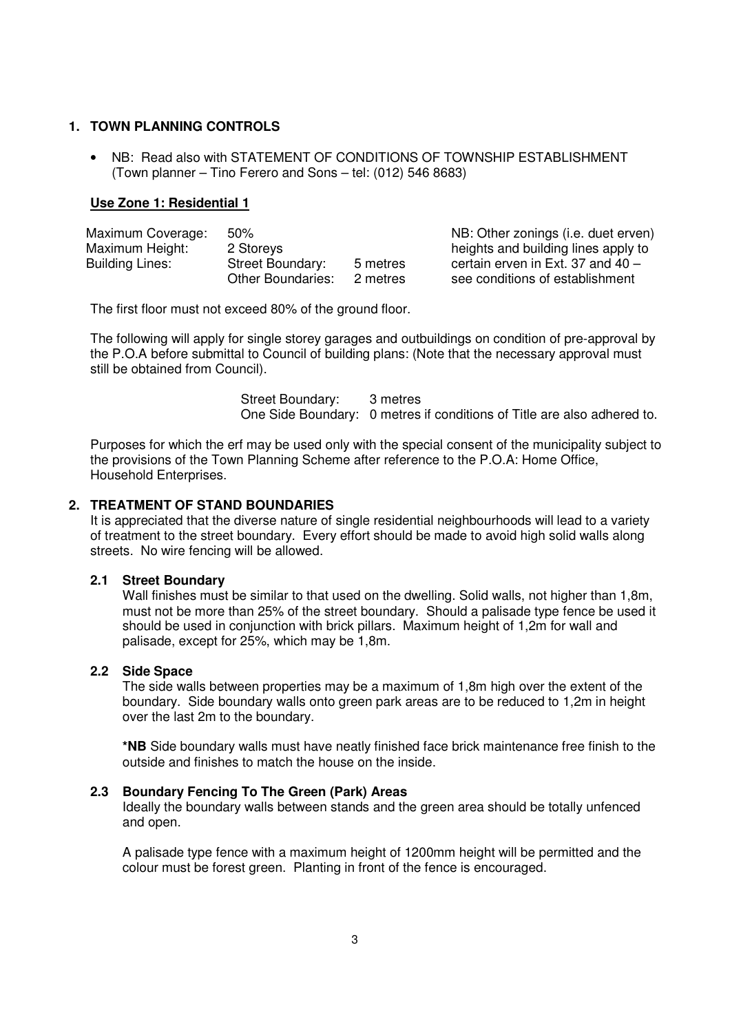## 1. TOWN PLANNING CONTROLS

- NB: Read also with STATEMENT OF CONDITIONS OF TOWNSHIP ESTABLISHMENT (Town planner – Tino Ferero and Sons – tel: (012) 546 8683)

**Use Zone 1: Residential 1**

| | | |
|---|---|---|
| Maximum Coverage: | 50% | |
| Maximum Height: | 2 Storeys | |
| Building Lines: | Street Boundary: | 5 metres |
| | Other Boundaries: | 2 metres |

NB: Other zonings (i.e. duet erven) heights and building lines apply to certain erven in Ext. 37 and 40 – see conditions of establishment

The first floor must not exceed 80% of the ground floor.

The following will apply for single storey garages and outbuildings on condition of pre-approval by the P.O.A before submittal to Council of building plans: (Note that the necessary approval must still be obtained from Council).

Street Boundary: 3 metres
One Side Boundary: 0 metres if conditions of Title are also adhered to.

Purposes for which the erf may be used only with the special consent of the municipality subject to the provisions of the Town Planning Scheme after reference to the P.O.A: Home Office, Household Enterprises.

## 2. TREATMENT OF STAND BOUNDARIES

It is appreciated that the diverse nature of single residential neighbourhoods will lead to a variety of treatment to the street boundary. Every effort should be made to avoid high solid walls along streets. No wire fencing will be allowed.

### 2.1 Street Boundary

Wall finishes must be similar to that used on the dwelling. Solid walls, not higher than 1,8m, must not be more than 25% of the street boundary. Should a palisade type fence be used it should be used in conjunction with brick pillars. Maximum height of 1,2m for wall and palisade, except for 25%, which may be 1,8m.

### 2.2 Side Space

The side walls between properties may be a maximum of 1,8m high over the extent of the boundary. Side boundary walls onto green park areas are to be reduced to 1,2m in height over the last 2m to the boundary.

**\*NB** Side boundary walls must have neatly finished face brick maintenance free finish to the outside and finishes to match the house on the inside.

### 2.3 Boundary Fencing To The Green (Park) Areas

Ideally the boundary walls between stands and the green area should be totally unfenced and open.

A palisade type fence with a maximum height of 1200mm height will be permitted and the colour must be forest green. Planting in front of the fence is encouraged.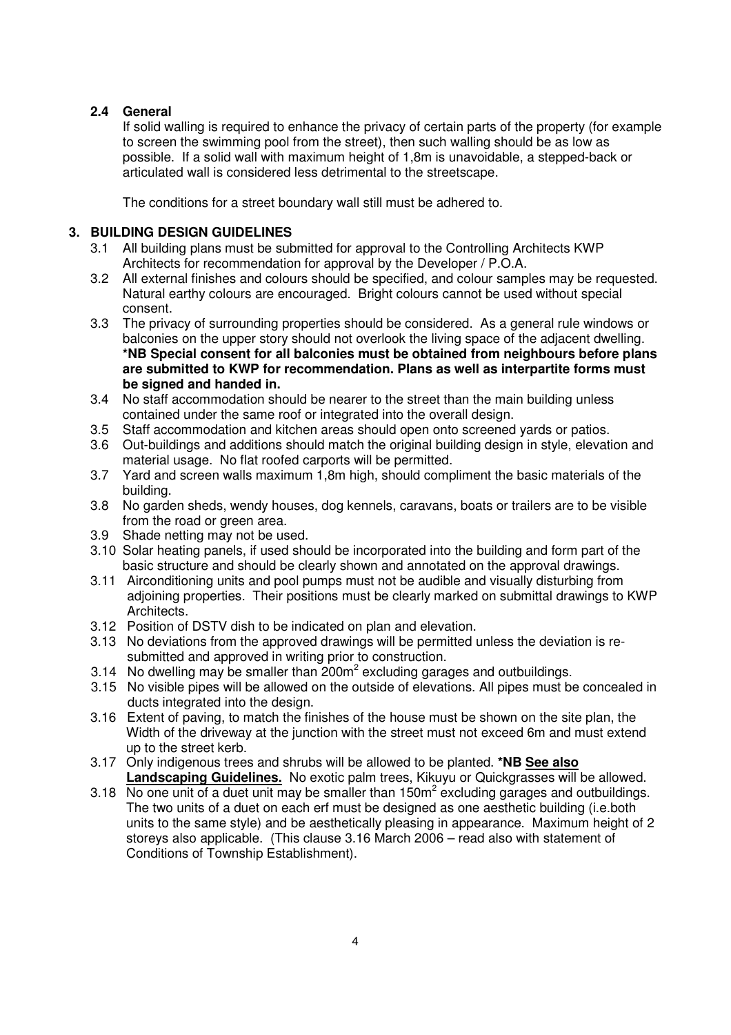### 2.4 General

If solid walling is required to enhance the privacy of certain parts of the property (for example to screen the swimming pool from the street), then such walling should be as low as possible. If a solid wall with maximum height of 1,8m is unavoidable, a stepped-back or articulated wall is considered less detrimental to the streetscape.

The conditions for a street boundary wall still must be adhered to.

## 3. BUILDING DESIGN GUIDELINES

3.1 All building plans must be submitted for approval to the Controlling Architects KWP Architects for recommendation for approval by the Developer / P.O.A.

3.2 All external finishes and colours should be specified, and colour samples may be requested. Natural earthy colours are encouraged. Bright colours cannot be used without special consent.

3.3 The privacy of surrounding properties should be considered. As a general rule windows or balconies on the upper story should not overlook the living space of the adjacent dwelling. **\*NB Special consent for all balconies must be obtained from neighbours before plans are submitted to KWP for recommendation. Plans as well as interpartite forms must be signed and handed in.**

3.4 No staff accommodation should be nearer to the street than the main building unless contained under the same roof or integrated into the overall design.

3.5 Staff accommodation and kitchen areas should open onto screened yards or patios.

3.6 Out-buildings and additions should match the original building design in style, elevation and material usage. No flat roofed carports will be permitted.

3.7 Yard and screen walls maximum 1,8m high, should compliment the basic materials of the building.

3.8 No garden sheds, wendy houses, dog kennels, caravans, boats or trailers are to be visible from the road or green area.

3.9 Shade netting may not be used.

3.10 Solar heating panels, if used should be incorporated into the building and form part of the basic structure and should be clearly shown and annotated on the approval drawings.

3.11 Airconditioning units and pool pumps must not be audible and visually disturbing from adjoining properties. Their positions must be clearly marked on submittal drawings to KWP Architects.

3.12 Position of DSTV dish to be indicated on plan and elevation.

3.13 No deviations from the approved drawings will be permitted unless the deviation is re-submitted and approved in writing prior to construction.

3.14 No dwelling may be smaller than $200m^2$ excluding garages and outbuildings.

3.15 No visible pipes will be allowed on the outside of elevations. All pipes must be concealed in ducts integrated into the design.

3.16 Extent of paving, to match the finishes of the house must be shown on the site plan, the Width of the driveway at the junction with the street must not exceed 6m and must extend up to the street kerb.

3.17 Only indigenous trees and shrubs will be allowed to be planted. **\*NB <u>See also Landscaping Guidelines.</u>** No exotic palm trees, Kikuyu or Quickgrasses will be allowed.

3.18 No one unit of a duet unit may be smaller than $150m^2$ excluding garages and outbuildings. The two units of a duet on each erf must be designed as one aesthetic building (i.e.both units to the same style) and be aesthetically pleasing in appearance. Maximum height of 2 storeys also applicable. (This clause 3.16 March 2006 – read also with statement of Conditions of Township Establishment).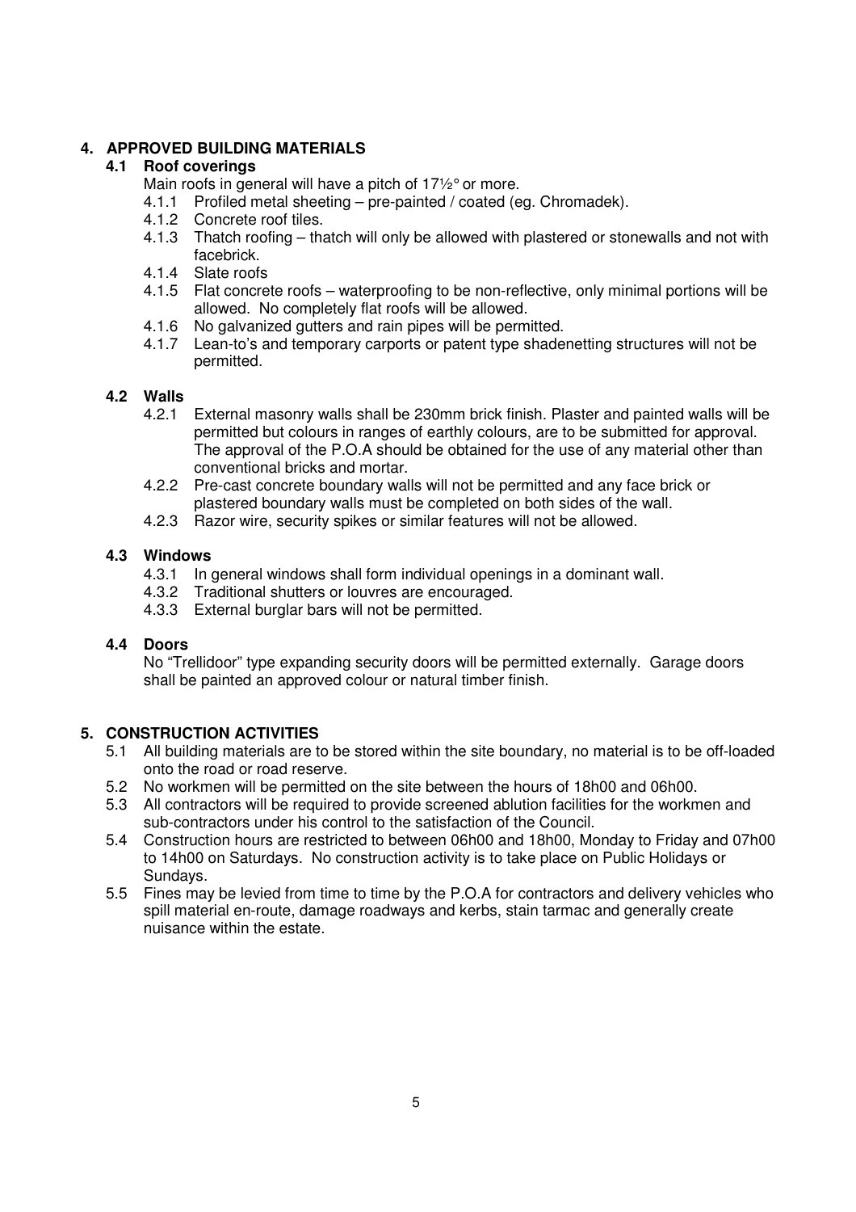## 4. APPROVED BUILDING MATERIALS

### 4.1 Roof coverings

Main roofs in general will have a pitch of 17½° or more.

- 4.1.1 Profiled metal sheeting – pre-painted / coated (eg. Chromadek).
- 4.1.2 Concrete roof tiles.
- 4.1.3 Thatch roofing – thatch will only be allowed with plastered or stonewalls and not with facebrick.
- 4.1.4 Slate roofs
- 4.1.5 Flat concrete roofs – waterproofing to be non-reflective, only minimal portions will be allowed. No completely flat roofs will be allowed.
- 4.1.6 No galvanized gutters and rain pipes will be permitted.
- 4.1.7 Lean-to's and temporary carports or patent type shadenetting structures will not be permitted.

### 4.2 Walls

- 4.2.1 External masonry walls shall be 230mm brick finish. Plaster and painted walls will be permitted but colours in ranges of earthly colours, are to be submitted for approval. The approval of the P.O.A should be obtained for the use of any material other than conventional bricks and mortar.
- 4.2.2 Pre-cast concrete boundary walls will not be permitted and any face brick or plastered boundary walls must be completed on both sides of the wall.
- 4.2.3 Razor wire, security spikes or similar features will not be allowed.

### 4.3 Windows

- 4.3.1 In general windows shall form individual openings in a dominant wall.
- 4.3.2 Traditional shutters or louvres are encouraged.
- 4.3.3 External burglar bars will not be permitted.

### 4.4 Doors

No "Trellidoor" type expanding security doors will be permitted externally. Garage doors shall be painted an approved colour or natural timber finish.

## 5. CONSTRUCTION ACTIVITIES

- 5.1 All building materials are to be stored within the site boundary, no material is to be off-loaded onto the road or road reserve.
- 5.2 No workmen will be permitted on the site between the hours of 18h00 and 06h00.
- 5.3 All contractors will be required to provide screened ablution facilities for the workmen and sub-contractors under his control to the satisfaction of the Council.
- 5.4 Construction hours are restricted to between 06h00 and 18h00, Monday to Friday and 07h00 to 14h00 on Saturdays. No construction activity is to take place on Public Holidays or Sundays.
- 5.5 Fines may be levied from time to time by the P.O.A for contractors and delivery vehicles who spill material en-route, damage roadways and kerbs, stain tarmac and generally create nuisance within the estate.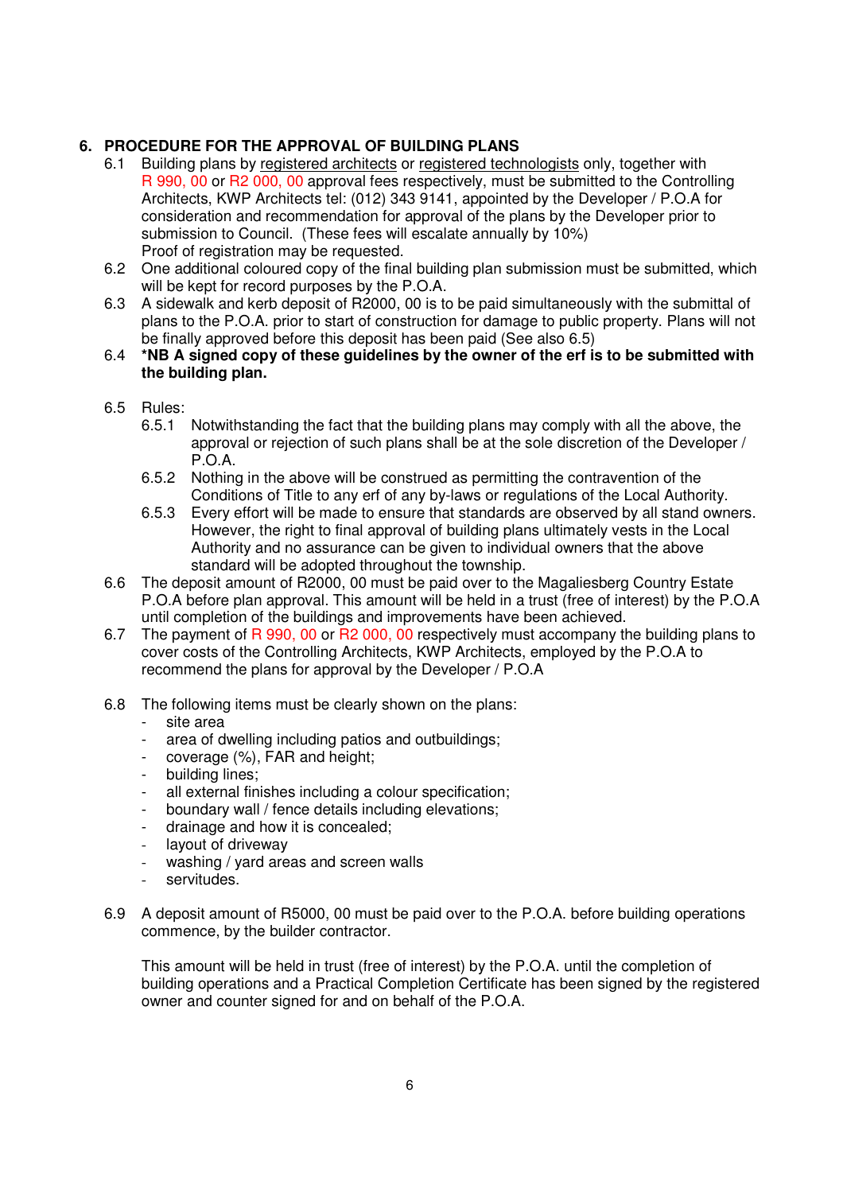## 6. PROCEDURE FOR THE APPROVAL OF BUILDING PLANS

6.1 Building plans by registered architects or registered technologists only, together with R 990, 00 or R2 000, 00 approval fees respectively, must be submitted to the Controlling Architects, KWP Architects tel: (012) 343 9141, appointed by the Developer / P.O.A for consideration and recommendation for approval of the plans by the Developer prior to submission to Council. (These fees will escalate annually by 10%)
Proof of registration may be requested.

6.2 One additional coloured copy of the final building plan submission must be submitted, which will be kept for record purposes by the P.O.A.

6.3 A sidewalk and kerb deposit of R2000, 00 is to be paid simultaneously with the submittal of plans to the P.O.A. prior to start of construction for damage to public property. Plans will not be finally approved before this deposit has been paid (See also 6.5)

6.4 **\*NB A signed copy of these guidelines by the owner of the erf is to be submitted with the building plan.**

6.5 Rules:

6.5.1 Notwithstanding the fact that the building plans may comply with all the above, the approval or rejection of such plans shall be at the sole discretion of the Developer / P.O.A.

6.5.2 Nothing in the above will be construed as permitting the contravention of the Conditions of Title to any erf of any by-laws or regulations of the Local Authority.

6.5.3 Every effort will be made to ensure that standards are observed by all stand owners. However, the right to final approval of building plans ultimately vests in the Local Authority and no assurance can be given to individual owners that the above standard will be adopted throughout the township.

6.6 The deposit amount of R2000, 00 must be paid over to the Magaliesberg Country Estate P.O.A before plan approval. This amount will be held in a trust (free of interest) by the P.O.A until completion of the buildings and improvements have been achieved.

6.7 The payment of R 990, 00 or R2 000, 00 respectively must accompany the building plans to cover costs of the Controlling Architects, KWP Architects, employed by the P.O.A to recommend the plans for approval by the Developer / P.O.A

6.8 The following items must be clearly shown on the plans:

- site area
- area of dwelling including patios and outbuildings;
- coverage (%), FAR and height;
- building lines;
- all external finishes including a colour specification;
- boundary wall / fence details including elevations;
- drainage and how it is concealed;
- layout of driveway
- washing / yard areas and screen walls
- servitudes.

6.9 A deposit amount of R5000, 00 must be paid over to the P.O.A. before building operations commence, by the builder contractor.

This amount will be held in trust (free of interest) by the P.O.A. until the completion of building operations and a Practical Completion Certificate has been signed by the registered owner and counter signed for and on behalf of the P.O.A.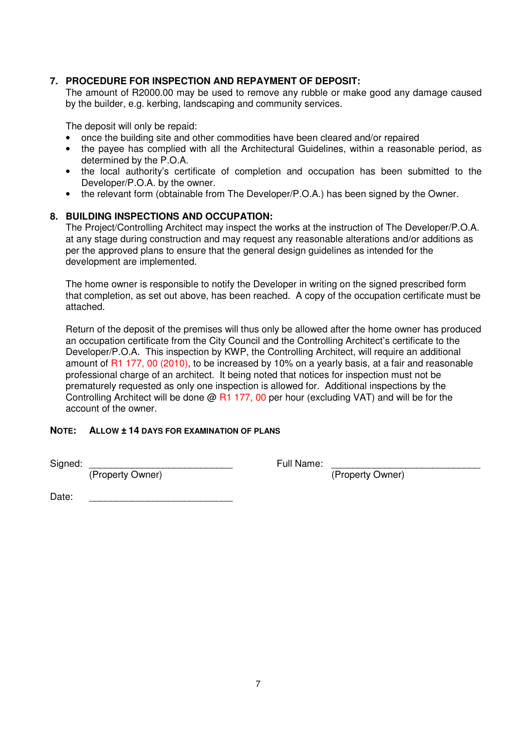## 7. PROCEDURE FOR INSPECTION AND REPAYMENT OF DEPOSIT:

The amount of R2000.00 may be used to remove any rubble or make good any damage caused by the builder, e.g. kerbing, landscaping and community services.

The deposit will only be repaid:

- once the building site and other commodities have been cleared and/or repaired
- the payee has complied with all the Architectural Guidelines, within a reasonable period, as determined by the P.O.A.
- the local authority's certificate of completion and occupation has been submitted to the Developer/P.O.A. by the owner.
- the relevant form (obtainable from The Developer/P.O.A.) has been signed by the Owner.

## 8. BUILDING INSPECTIONS AND OCCUPATION:

The Project/Controlling Architect may inspect the works at the instruction of The Developer/P.O.A. at any stage during construction and may request any reasonable alterations and/or additions as per the approved plans to ensure that the general design guidelines as intended for the development are implemented.

The home owner is responsible to notify the Developer in writing on the signed prescribed form that completion, as set out above, has been reached. A copy of the occupation certificate must be attached.

Return of the deposit of the premises will thus only be allowed after the home owner has produced an occupation certificate from the City Council and the Controlling Architect's certificate to the Developer/P.O.A. This inspection by KWP, the Controlling Architect, will require an additional amount of R1 177, 00 (2010), to be increased by 10% on a yearly basis, at a fair and reasonable professional charge of an architect. It being noted that notices for inspection must not be prematurely requested as only one inspection is allowed for. Additional inspections by the Controlling Architect will be done @ R1 177, 00 per hour (excluding VAT) and will be for the account of the owner.

**NOTE: ALLOW ± 14 DAYS FOR EXAMINATION OF PLANS**

Signed: ____________________________ (Property Owner)

Full Name: ____________________________ (Property Owner)

Date: ____________________________